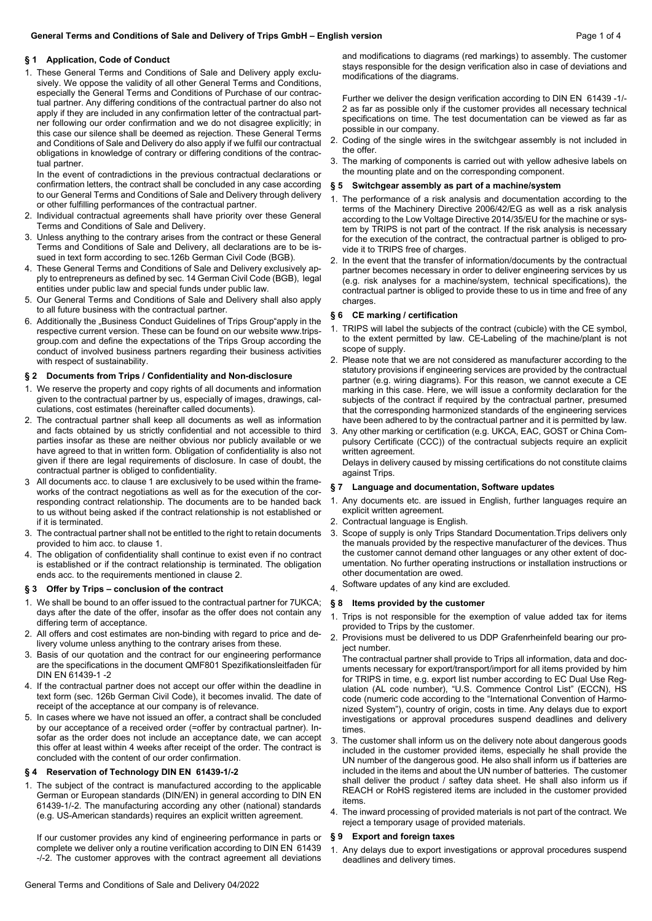## § 1 Application, Code of Conduct

1. These General Terms and Conditions of Sale and Delivery apply exclusively. We oppose the validity of all other General Terms and Conditions, especially the General Terms and Conditions of Purchase of our contractual partner. Any differing conditions of the contractual partner do also not apply if they are included in any confirmation letter of the contractual partner following our order confirmation and we do not disagree explicitly; in this case our silence shall be deemed as rejection. These General Terms and Conditions of Sale and Delivery do also apply if we fulfil our contractual obligations in knowledge of contrary or differing conditions of the contractual partner.

   In the event of contradictions in the previous contractual declarations or confirmation letters, the contract shall be concluded in any case according to our General Terms and Conditions of Sale and Delivery through delivery or other fulfilling performances of the contractual partner.
2. Individual contractual agreements shall have priority over these General Terms and Conditions of Sale and Delivery.
3. Unless anything to the contrary arises from the contract or these General Terms and Conditions of Sale and Delivery, all declarations are to be issued in text form according to sec.126b German Civil Code (BGB).
4. These General Terms and Conditions of Sale and Delivery exclusively apply to entrepreneurs as defined by sec. 14 German Civil Code (BGB), legal entities under public law and special funds under public law.
5. Our General Terms and Conditions of Sale and Delivery shall also apply to all future business with the contractual partner.
6. Additionally the „Business Conduct Guidelines of Trips Group"apply in the respective current version. These can be found on our website www.trips-group.com and define the expectations of the Trips Group according the conduct of involved business partners regarding their business activities with respect of sustainability.

## § 2 Documents from Trips / Confidentiality and Non-disclosure

1. We reserve the property and copy rights of all documents and information given to the contractual partner by us, especially of images, drawings, calculations, cost estimates (hereinafter called documents).
2. The contractual partner shall keep all documents as well as information and facts obtained by us strictly confidential and not accessible to third parties insofar as these are neither obvious nor publicly available or we have agreed to that in written form. Obligation of confidentiality is also not given if there are legal requirements of disclosure. In case of doubt, the contractual partner is obliged to confidentiality.
3. All documents acc. to clause 1 are exclusively to be used within the frameworks of the contract negotiations as well as for the execution of the corresponding contract relationship. The documents are to be handed back to us without being asked if the contract relationship is not established or if it is terminated.
3. The contractual partner shall not be entitled to the right to retain documents provided to him acc. to clause 1.
4. The obligation of confidentiality shall continue to exist even if no contract is established or if the contract relationship is terminated. The obligation ends acc. to the requirements mentioned in clause 2.

## § 3 Offer by Trips – conclusion of the contract

1. We shall be bound to an offer issued to the contractual partner for 7UKCA; days after the date of the offer, insofar as the offer does not contain any differing term of acceptance.
2. All offers and cost estimates are non-binding with regard to price and delivery volume unless anything to the contrary arises from these.
3. Basis of our quotation and the contract for our engineering performance are the specifications in the document QMF801 Spezifikationsleitfaden für DIN EN 61439-1 -2
4. If the contractual partner does not accept our offer within the deadline in text form (sec. 126b German Civil Code), it becomes invalid. The date of receipt of the acceptance at our company is of relevance.
5. In cases where we have not issued an offer, a contract shall be concluded by our acceptance of a received order (=offer by contractual partner). Insofar as the order does not include an acceptance date, we can accept this offer at least within 4 weeks after receipt of the order. The contract is concluded with the content of our order confirmation.

## § 4 Reservation of Technology DIN EN 61439-1/-2

1. The subject of the contract is manufactured according to the applicable German or European standards (DIN/EN) in general according to DIN EN 61439-1/-2. The manufacturing according any other (national) standards (e.g. US-American standards) requires an explicit written agreement.

   If our customer provides any kind of engineering performance in parts or complete we deliver only a routine verification according to DIN EN 61439 -/-2. The customer approves with the contract agreement all deviations and modifications to diagrams (red markings) to assembly. The customer stays responsible for the design verification also in case of deviations and modifications of the diagrams.

   Further we deliver the design verification according to DIN EN 61439 -1/-2 as far as possible only if the customer provides all necessary technical specifications on time. The test documentation can be viewed as far as possible in our company.
2. Coding of the single wires in the switchgear assembly is not included in the offer.
3. The marking of components is carried out with yellow adhesive labels on the mounting plate and on the corresponding component.

## § 5 Switchgear assembly as part of a machine/system

1. The performance of a risk analysis and documentation according to the terms of the Machinery Directive 2006/42/EG as well as a risk analysis according to the Low Voltage Directive 2014/35/EU for the machine or system by TRIPS is not part of the contract. If the risk analysis is necessary for the execution of the contract, the contractual partner is obliged to provide it to TRIPS free of charges.
2. In the event that the transfer of information/documents by the contractual partner becomes necessary in order to deliver engineering services by us (e.g. risk analyses for a machine/system, technical specifications), the contractual partner is obliged to provide these to us in time and free of any charges.

## § 6 CE marking / certification

1. TRIPS will label the subjects of the contract (cubicle) with the CE symbol, to the extent permitted by law. CE-Labeling of the machine/plant is not scope of supply.
2. Please note that we are not considered as manufacturer according to the statutory provisions if engineering services are provided by the contractual partner (e.g. wiring diagrams). For this reason, we cannot execute a CE marking in this case. Here, we will issue a conformity declaration for the subjects of the contract if required by the contractual partner, presumed that the corresponding harmonized standards of the engineering services have been adhered to by the contractual partner and it is permitted by law.
3. Any other marking or certification (e.g. UKCA, EAC, GOST or China Compulsory Certificate (CCC)) of the contractual subjects require an explicit written agreement.

   Delays in delivery caused by missing certifications do not constitute claims against Trips.

## § 7 Language and documentation, Software updates

1. Any documents etc. are issued in English, further languages require an explicit written agreement.
2. Contractual language is English.
3. Scope of supply is only Trips Standard Documentation.Trips delivers only the manuals provided by the respective manufacturer of the devices. Thus the customer cannot demand other languages or any other extent of documentation. No further operating instructions or installation instructions or other documentation are owed.
4. Software updates of any kind are excluded.

## § 8 Items provided by the customer

1. Trips is not responsible for the exemption of value added tax for items provided to Trips by the customer.
2. Provisions must be delivered to us DDP Grafenrheinfeld bearing our project number.

   The contractual partner shall provide to Trips all information, data and documents necessary for export/transport/import for all items provided by him for TRIPS in time, e.g. export list number according to EC Dual Use Regulation (AL code number), "U.S. Commence Control List" (ECCN), HS code (numeric code according to the "International Convention of Harmonized System"), country of origin, costs in time. Any delays due to export investigations or approval procedures suspend deadlines and delivery times.
3. The customer shall inform us on the delivery note about dangerous goods included in the customer provided items, especially he shall provide the UN number of the dangerous good. He also shall inform us if batteries are included in the items and about the UN number of batteries. The customer shall deliver the product / saftey data sheet. He shall also inform us if REACH or RoHS registered items are included in the customer provided items.
4. The inward processing of provided materials is not part of the contract. We reject a temporary usage of provided materials.

## § 9 Export and foreign taxes

1. Any delays due to export investigations or approval procedures suspend deadlines and delivery times.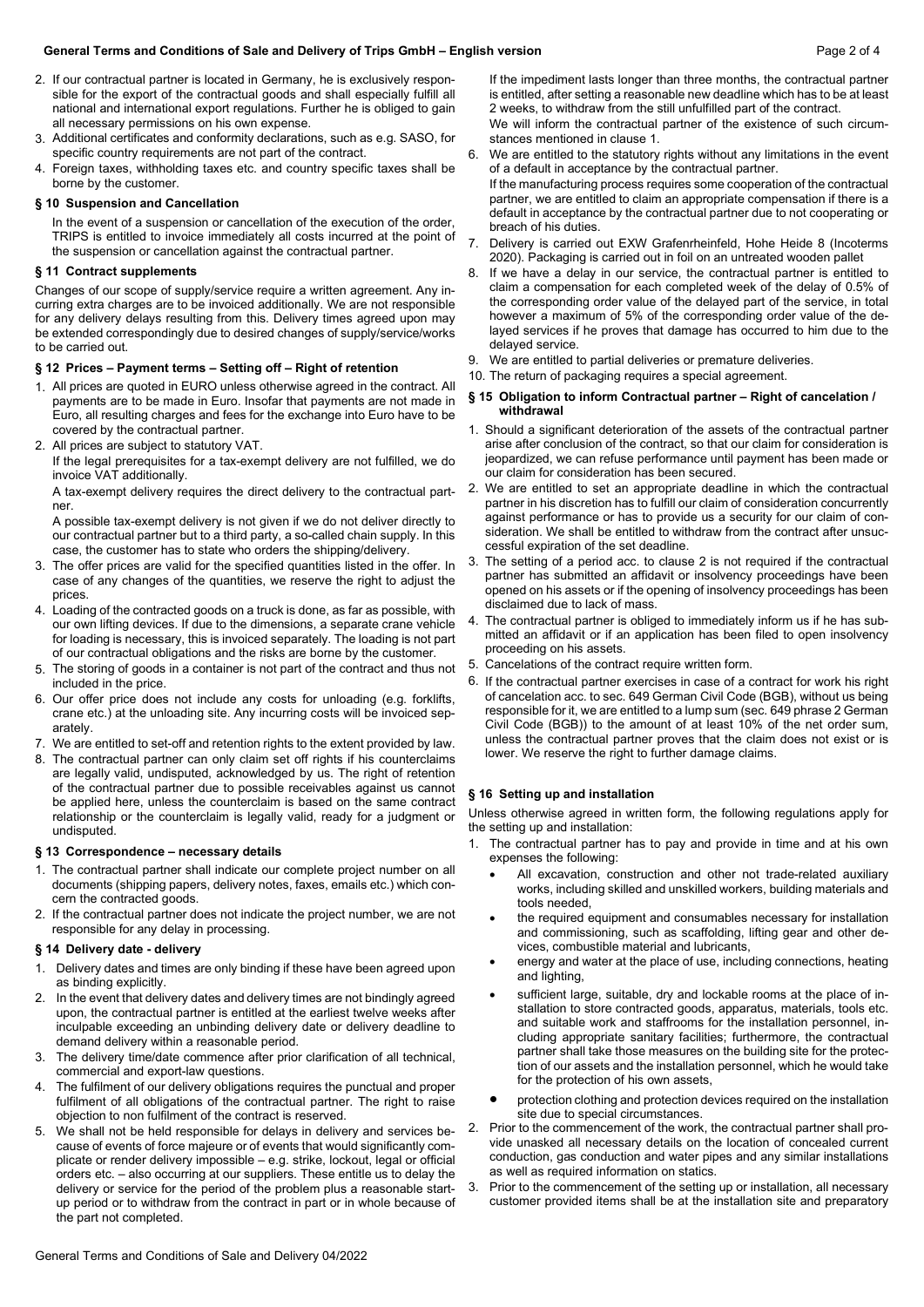2. If our contractual partner is located in Germany, he is exclusively responsible for the export of the contractual goods and shall especially fulfill all national and international export regulations. Further he is obliged to gain all necessary permissions on his own expense.
3. Additional certificates and conformity declarations, such as e.g. SASO, for specific country requirements are not part of the contract.
4. Foreign taxes, withholding taxes etc. and country specific taxes shall be borne by the customer.

### § 10 Suspension and Cancellation

In the event of a suspension or cancellation of the execution of the order, TRIPS is entitled to invoice immediately all costs incurred at the point of the suspension or cancellation against the contractual partner.

### § 11 Contract supplements

Changes of our scope of supply/service require a written agreement. Any incurring extra charges are to be invoiced additionally. We are not responsible for any delivery delays resulting from this. Delivery times agreed upon may be extended correspondingly due to desired changes of supply/service/works to be carried out.

### § 12 Prices – Payment terms – Setting off – Right of retention

1. All prices are quoted in EURO unless otherwise agreed in the contract. All payments are to be made in Euro. Insofar that payments are not made in Euro, all resulting charges and fees for the exchange into Euro have to be covered by the contractual partner.
2. All prices are subject to statutory VAT.
   If the legal prerequisites for a tax-exempt delivery are not fulfilled, we do invoice VAT additionally.
   A tax-exempt delivery requires the direct delivery to the contractual partner.
   A possible tax-exempt delivery is not given if we do not deliver directly to our contractual partner but to a third party, a so-called chain supply. In this case, the customer has to state who orders the shipping/delivery.
3. The offer prices are valid for the specified quantities listed in the offer. In case of any changes of the quantities, we reserve the right to adjust the prices.
4. Loading of the contracted goods on a truck is done, as far as possible, with our own lifting devices. If due to the dimensions, a separate crane vehicle for loading is necessary, this is invoiced separately. The loading is not part of our contractual obligations and the risks are borne by the customer.
5. The storing of goods in a container is not part of the contract and thus not included in the price.
6. Our offer price does not include any costs for unloading (e.g. forklifts, crane etc.) at the unloading site. Any incurring costs will be invoiced separately.
7. We are entitled to set-off and retention rights to the extent provided by law.
8. The contractual partner can only claim set off rights if his counterclaims are legally valid, undisputed, acknowledged by us. The right of retention of the contractual partner due to possible receivables against us cannot be applied here, unless the counterclaim is based on the same contract relationship or the counterclaim is legally valid, ready for a judgment or undisputed.

### § 13 Correspondence – necessary details

1. The contractual partner shall indicate our complete project number on all documents (shipping papers, delivery notes, faxes, emails etc.) which concern the contracted goods.
2. If the contractual partner does not indicate the project number, we are not responsible for any delay in processing.

### § 14 Delivery date - delivery

1. Delivery dates and times are only binding if these have been agreed upon as binding explicitly.
2. In the event that delivery dates and delivery times are not bindingly agreed upon, the contractual partner is entitled at the earliest twelve weeks after inculpable exceeding an unbinding delivery date or delivery deadline to demand delivery within a reasonable period.
3. The delivery time/date commence after prior clarification of all technical, commercial and export-law questions.
4. The fulfilment of our delivery obligations requires the punctual and proper fulfilment of all obligations of the contractual partner. The right to raise objection to non fulfilment of the contract is reserved.
5. We shall not be held responsible for delays in delivery and services because of events of force majeure or of events that would significantly complicate or render delivery impossible – e.g. strike, lockout, legal or official orders etc. – also occurring at our suppliers. These entitle us to delay the delivery or service for the period of the problem plus a reasonable start-up period or to withdraw from the contract in part or in whole because of the part not completed.
   If the impediment lasts longer than three months, the contractual partner is entitled, after setting a reasonable new deadline which has to be at least 2 weeks, to withdraw from the still unfulfilled part of the contract.
   We will inform the contractual partner of the existence of such circumstances mentioned in clause 1.
6. We are entitled to the statutory rights without any limitations in the event of a default in acceptance by the contractual partner.
   If the manufacturing process requires some cooperation of the contractual partner, we are entitled to claim an appropriate compensation if there is a default in acceptance by the contractual partner due to not cooperating or breach of his duties.
7. Delivery is carried out EXW Grafenrheinfeld, Hohe Heide 8 (Incoterms 2020). Packaging is carried out in foil on an untreated wooden pallet
8. If we have a delay in our service, the contractual partner is entitled to claim a compensation for each completed week of the delay of 0.5% of the corresponding order value of the delayed part of the service, in total however a maximum of 5% of the corresponding order value of the delayed services if he proves that damage has occurred to him due to the delayed service.
9. We are entitled to partial deliveries or premature deliveries.
10. The return of packaging requires a special agreement.

### § 15 Obligation to inform Contractual partner – Right of cancelation / withdrawal

1. Should a significant deterioration of the assets of the contractual partner arise after conclusion of the contract, so that our claim for consideration is jeopardized, we can refuse performance until payment has been made or our claim for consideration has been secured.
2. We are entitled to set an appropriate deadline in which the contractual partner in his discretion has to fulfill our claim of consideration concurrently against performance or has to provide us a security for our claim of consideration. We shall be entitled to withdraw from the contract after unsuccessful expiration of the set deadline.
3. The setting of a period acc. to clause 2 is not required if the contractual partner has submitted an affidavit or insolvency proceedings have been opened on his assets or if the opening of insolvency proceedings has been disclaimed due to lack of mass.
4. The contractual partner is obliged to immediately inform us if he has submitted an affidavit or if an application has been filed to open insolvency proceeding on his assets.
5. Cancelations of the contract require written form.
6. If the contractual partner exercises in case of a contract for work his right of cancelation acc. to sec. 649 German Civil Code (BGB), without us being responsible for it, we are entitled to a lump sum (sec. 649 phrase 2 German Civil Code (BGB)) to the amount of at least 10% of the net order sum, unless the contractual partner proves that the claim does not exist or is lower. We reserve the right to further damage claims.

### § 16 Setting up and installation

Unless otherwise agreed in written form, the following regulations apply for the setting up and installation:

1. The contractual partner has to pay and provide in time and at his own expenses the following:
   - All excavation, construction and other not trade-related auxiliary works, including skilled and unskilled workers, building materials and tools needed,
   - the required equipment and consumables necessary for installation and commissioning, such as scaffolding, lifting gear and other devices, combustible material and lubricants,
   - energy and water at the place of use, including connections, heating and lighting,
   - sufficient large, suitable, dry and lockable rooms at the place of installation to store contracted goods, apparatus, materials, tools etc. and suitable work and staffrooms for the installation personnel, including appropriate sanitary facilities; furthermore, the contractual partner shall take those measures on the building site for the protection of our assets and the installation personnel, which he would take for the protection of his own assets,
   - protection clothing and protection devices required on the installation site due to special circumstances.
2. Prior to the commencement of the work, the contractual partner shall provide unasked all necessary details on the location of concealed current conduction, gas conduction and water pipes and any similar installations as well as required information on statics.
3. Prior to the commencement of the setting up or installation, all necessary customer provided items shall be at the installation site and preparatory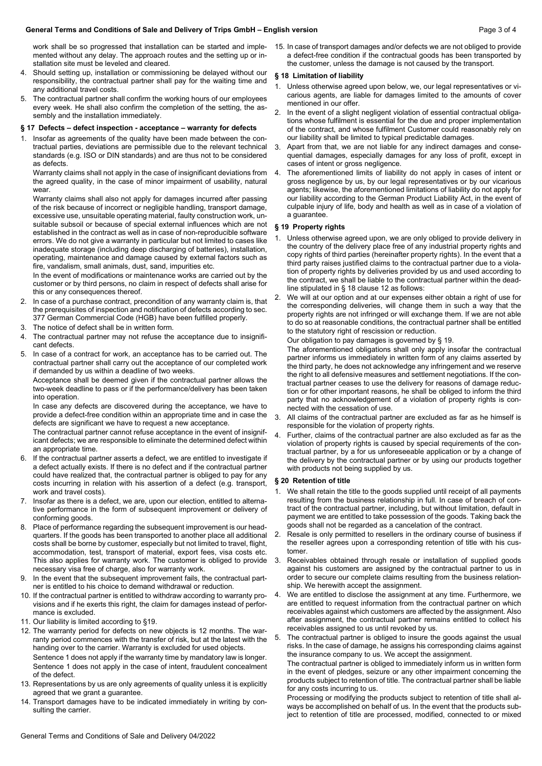work shall be so progressed that installation can be started and implemented without any delay. The approach routes and the setting up or installation site must be leveled and cleared.

4. Should setting up, installation or commissioning be delayed without our responsibility, the contractual partner shall pay for the waiting time and any additional travel costs.
5. The contractual partner shall confirm the working hours of our employees every week. He shall also confirm the completion of the setting, the assembly and the installation immediately.

### § 17 Defects – defect inspection - acceptance – warranty for defects

1. Insofar as agreements of the quality have been made between the contractual parties, deviations are permissible due to the relevant technical standards (e.g. ISO or DIN standards) and are thus not to be considered as defects.

   Warranty claims shall not apply in the case of insignificant deviations from the agreed quality, in the case of minor impairment of usability, natural wear.

   Warranty claims shall also not apply for damages incurred after passing of the risk because of incorrect or negligible handling, transport damage, excessive use, unsuitable operating material, faulty construction work, unsuitable subsoil or because of special external influences which are not established in the contract as well as in case of non-reproducible software errors. We do not give a warranty in particular but not limited to cases like inadequate storage (including deep discharging of batteries), installation, operating, maintenance and damage caused by external factors such as fire, vandalism, small animals, dust, sand, impurities etc.

   In the event of modifications or maintenance works are carried out by the customer or by third persons, no claim in respect of defects shall arise for this or any consequences thereof.
2. In case of a purchase contract, precondition of any warranty claim is, that the prerequisites of inspection and notification of defects according to sec. 377 German Commercial Code (HGB) have been fulfilled properly.
3. The notice of defect shall be in written form.
4. The contractual partner may not refuse the acceptance due to insignificant defects.
5. In case of a contract for work, an acceptance has to be carried out. The contractual partner shall carry out the acceptance of our completed work if demanded by us within a deadline of two weeks.

   Acceptance shall be deemed given if the contractual partner allows the two-week deadline to pass or if the performance/delivery has been taken into operation.

   In case any defects are discovered during the acceptance, we have to provide a defect-free condition within an appropriate time and in case the defects are significant we have to request a new acceptance.

   The contractual partner cannot refuse acceptance in the event of insignificant defects; we are responsible to eliminate the determined defect within an appropriate time.
6. If the contractual partner asserts a defect, we are entitled to investigate if a defect actually exists. If there is no defect and if the contractual partner could have realized that, the contractual partner is obliged to pay for any costs incurring in relation with his assertion of a defect (e.g. transport, work and travel costs).
7. Insofar as there is a defect, we are, upon our election, entitled to alternative performance in the form of subsequent improvement or delivery of conforming goods.
8. Place of performance regarding the subsequent improvement is our headquarters. If the goods has been transported to another place all additional costs shall be borne by customer, especially but not limited to travel, flight, accommodation, test, transport of material, export fees, visa costs etc. This also applies for warranty work. The customer is obliged to provide necessary visa free of charge, also for warranty work.
9. In the event that the subsequent improvement fails, the contractual partner is entitled to his choice to demand withdrawal or reduction.
10. If the contractual partner is entitled to withdraw according to warranty provisions and if he exerts this right, the claim for damages instead of performance is excluded.
11. Our liability is limited according to §19.
12. The warranty period for defects on new objects is 12 months. The warranty period commences with the transfer of risk, but at the latest with the handing over to the carrier. Warranty is excluded for used objects.

    Sentence 1 does not apply if the warranty time by mandatory law is longer. Sentence 1 does not apply in the case of intent, fraudulent concealment of the defect.
13. Representations by us are only agreements of quality unless it is explicitly agreed that we grant a guarantee.
14. Transport damages have to be indicated immediately in writing by consulting the carrier.
15. In case of transport damages and/or defects we are not obliged to provide a defect-free condition if the contractual goods has been transported by the customer, unless the damage is not caused by the transport.

### § 18 Limitation of liability

1. Unless otherwise agreed upon below, we, our legal representatives or vicarious agents, are liable for damages limited to the amounts of cover mentioned in our offer.
2. In the event of a slight negligent violation of essential contractual obligations whose fulfilment is essential for the due and proper implementation of the contract, and whose fulfilment Customer could reasonably rely on our liability shall be limited to typical predictable damages.
3. Apart from that, we are not liable for any indirect damages and consequential damages, especially damages for any loss of profit, except in cases of intent or gross negligence.
4. The aforementioned limits of liability do not apply in cases of intent or gross negligence by us, by our legal representatives or by our vicarious agents; likewise, the aforementioned limitations of liability do not apply for our liability according to the German Product Liability Act, in the event of culpable injury of life, body and health as well as in case of a violation of a guarantee.

### § 19 Property rights

1. Unless otherwise agreed upon, we are only obliged to provide delivery in the country of the delivery place free of any industrial property rights and copy rights of third parties (hereinafter property rights). In the event that a third party raises justified claims to the contractual partner due to a violation of property rights by deliveries provided by us and used according to the contract, we shall be liable to the contractual partner within the deadline stipulated in § 18 clause 12 as follows:
2. We will at our option and at our expenses either obtain a right of use for the corresponding deliveries, will change them in such a way that the property rights are not infringed or will exchange them. If we are not able to do so at reasonable conditions, the contractual partner shall be entitled to the statutory right of rescission or reduction.

   Our obligation to pay damages is governed by § 19.

   The aforementioned obligations shall only apply insofar the contractual partner informs us immediately in written form of any claims asserted by the third party, he does not acknowledge any infringement and we reserve the right to all defensive measures and settlement negotiations. If the contractual partner ceases to use the delivery for reasons of damage reduction or for other important reasons, he shall be obliged to inform the third party that no acknowledgement of a violation of property rights is connected with the cessation of use.
3. All claims of the contractual partner are excluded as far as he himself is responsible for the violation of property rights.
4. Further, claims of the contractual partner are also excluded as far as the violation of property rights is caused by special requirements of the contractual partner, by a for us unforeseeable application or by a change of the delivery by the contractual partner or by using our products together with products not being supplied by us.

### § 20 Retention of title

1. We shall retain the title to the goods supplied until receipt of all payments resulting from the business relationship in full. In case of breach of contract of the contractual partner, including, but without limitation, default in payment we are entitled to take possession of the goods. Taking back the goods shall not be regarded as a cancelation of the contract.
2. Resale is only permitted to resellers in the ordinary course of business if the reseller agrees upon a corresponding retention of title with his customer.
3. Receivables obtained through resale or installation of supplied goods against his customers are assigned by the contractual partner to us in order to secure our complete claims resulting from the business relationship. We herewith accept the assignment.
4. We are entitled to disclose the assignment at any time. Furthermore, we are entitled to request information from the contractual partner on which receivables against which customers are affected by the assignment. Also after assignment, the contractual partner remains entitled to collect his receivables assigned to us until revoked by us.
5. The contractual partner is obliged to insure the goods against the usual risks. In the case of damage, he assigns his corresponding claims against the insurance company to us. We accept the assignment.

   The contractual partner is obliged to immediately inform us in written form in the event of pledges, seizure or any other impairment concerning the products subject to retention of title. The contractual partner shall be liable for any costs incurring to us.

   Processing or modifying the products subject to retention of title shall always be accomplished on behalf of us. In the event that the products subject to retention of title are processed, modified, connected to or mixed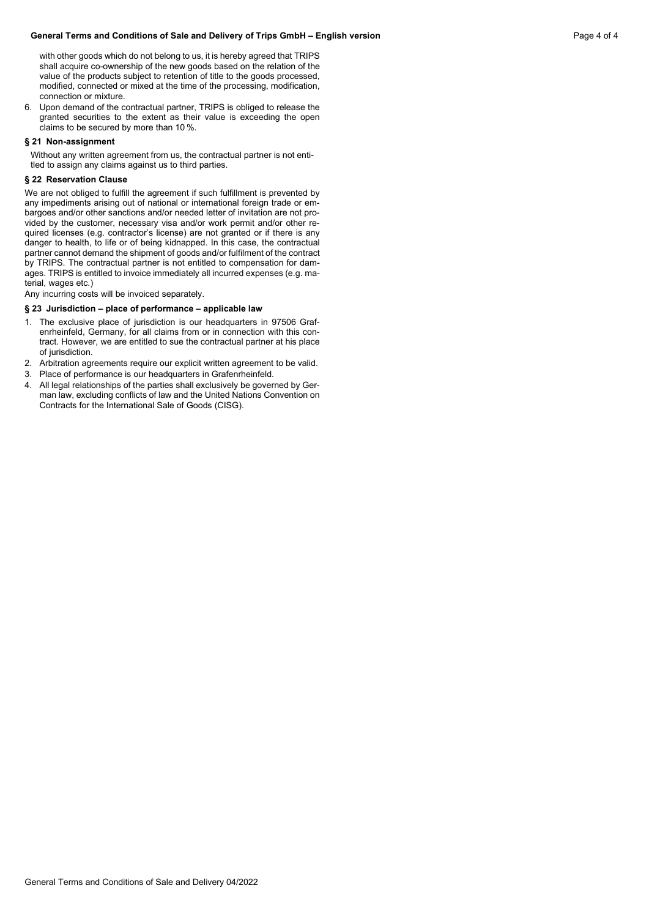with other goods which do not belong to us, it is hereby agreed that TRIPS shall acquire co-ownership of the new goods based on the relation of the value of the products subject to retention of title to the goods processed, modified, connected or mixed at the time of the processing, modification, connection or mixture.

6. Upon demand of the contractual partner, TRIPS is obliged to release the granted securities to the extent as their value is exceeding the open claims to be secured by more than 10 %.

### § 21 Non-assignment

Without any written agreement from us, the contractual partner is not entitled to assign any claims against us to third parties.

### § 22 Reservation Clause

We are not obliged to fulfill the agreement if such fulfillment is prevented by any impediments arising out of national or international foreign trade or embargoes and/or other sanctions and/or needed letter of invitation are not provided by the customer, necessary visa and/or work permit and/or other required licenses (e.g. contractor's license) are not granted or if there is any danger to health, to life or of being kidnapped. In this case, the contractual partner cannot demand the shipment of goods and/or fulfilment of the contract by TRIPS. The contractual partner is not entitled to compensation for damages. TRIPS is entitled to invoice immediately all incurred expenses (e.g. material, wages etc.)

Any incurring costs will be invoiced separately.

### § 23 Jurisdiction – place of performance – applicable law

1. The exclusive place of jurisdiction is our headquarters in 97506 Grafenrheinfeld, Germany, for all claims from or in connection with this contract. However, we are entitled to sue the contractual partner at his place of jurisdiction.
2. Arbitration agreements require our explicit written agreement to be valid.
3. Place of performance is our headquarters in Grafenrheinfeld.
4. All legal relationships of the parties shall exclusively be governed by German law, excluding conflicts of law and the United Nations Convention on Contracts for the International Sale of Goods (CISG).